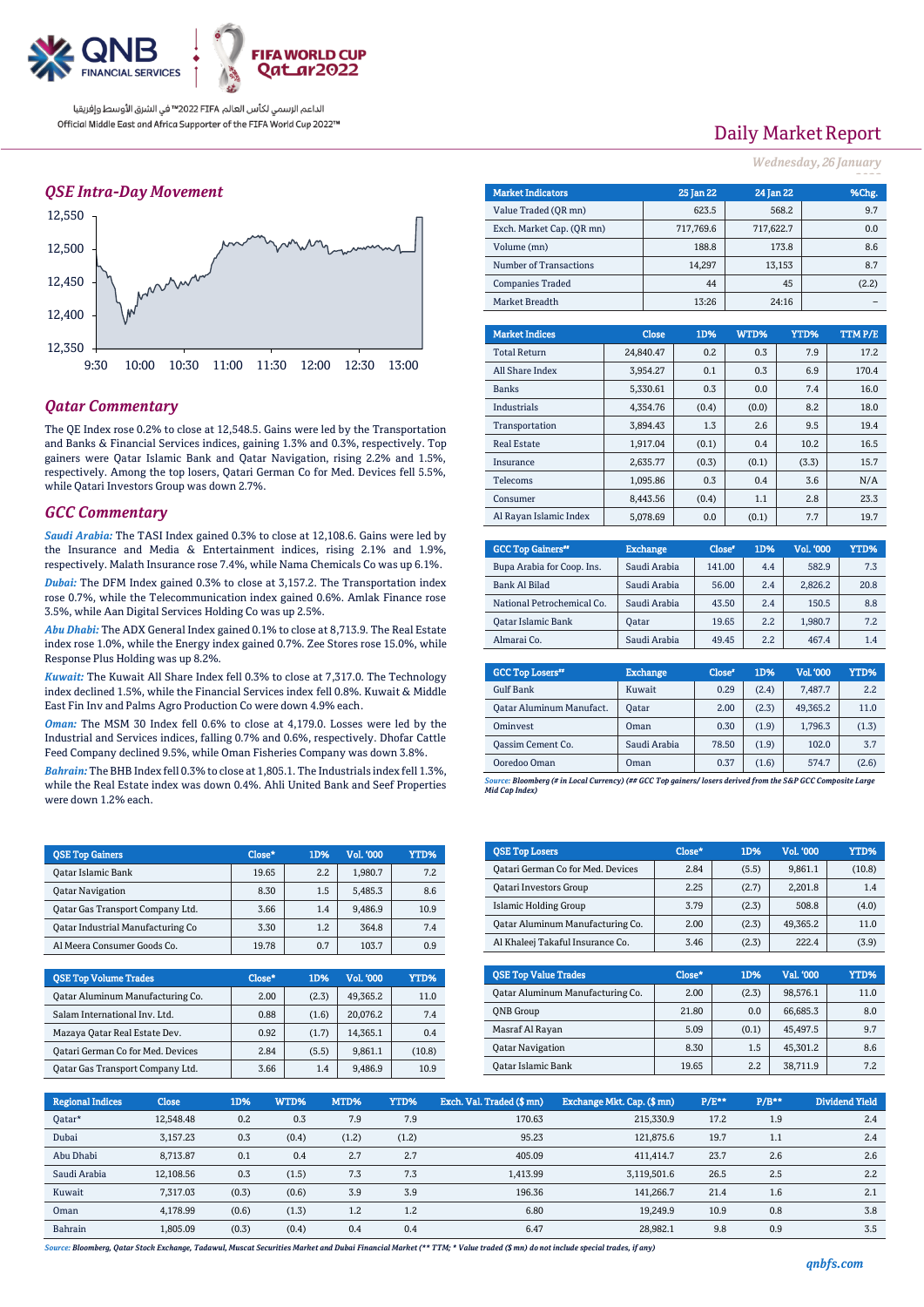Official Middle East and Africa Supporter of the FIFA World Cup 2022™

الداعم الرسمي لكأس العالم FIFA 2022™ في الشرق الأوسط وإفريقيا

# Daily Market Report

*Wednesday, 26 January 2022*

## QSE Intra-Day Movement

## Qatar Commentary

The QE Index rose 0.2% to close at 12,548.5. Gains were led by the Transportation and Banks & Financial Services indices, gaining 1.3% and 0.3%, respectively. Top gainers were Qatar Islamic Bank and Qatar Navigation, rising 2.2% and 1.5%, respectively. Among the top losers, Qatari German Co for Med. Devices fell 5.5%, while Qatari Investors Group was down 2.7%.

## GCC Commentary

***Saudi Arabia:*** The TASI Index gained 0.3% to close at 12,108.6. Gains were led by the Insurance and Media & Entertainment indices, rising 2.1% and 1.9%, respectively. Malath Insurance rose 7.4%, while Nama Chemicals Co was up 6.1%.

***Dubai:*** The DFM Index gained 0.3% to close at 3,157.2. The Transportation index rose 0.7%, while the Telecommunication index gained 0.6%. Amlak Finance rose 3.5%, while Aan Digital Services Holding Co was up 2.5%.

***Abu Dhabi:*** The ADX General Index gained 0.1% to close at 8,713.9. The Real Estate index rose 1.0%, while the Energy index gained 0.7%. Zee Stores rose 15.0%, while Response Plus Holding was up 8.2%.

***Kuwait:*** The Kuwait All Share Index fell 0.3% to close at 7,317.0. The Technology index declined 1.5%, while the Financial Services index fell 0.8%. Kuwait & Middle East Fin Inv and Palms Agro Production Co were down 4.9% each.

***Oman:*** The MSM 30 Index fell 0.6% to close at 4,179.0. Losses were led by the Industrial and Services indices, falling 0.7% and 0.6%, respectively. Dhofar Cattle Feed Company declined 9.5%, while Oman Fisheries Company was down 3.8%.

***Bahrain:*** The BHB Index fell 0.3% to close at 1,805.1. The Industrials index fell 1.3%, while the Real Estate index was down 0.4%. Ahli United Bank and Seef Properties were down 1.2% each.

| Market Indicators | 25 Jan 22 | 24 Jan 22 | %Chg. |
|---|---|---|---|
| Value Traded (QR mn) | 623.5 | 568.2 | 9.7 |
| Exch. Market Cap. (QR mn) | 717,769.6 | 717,622.7 | 0.0 |
| Volume (mn) | 188.8 | 173.8 | 8.6 |
| Number of Transactions | 14,297 | 13,153 | 8.7 |
| Companies Traded | 44 | 45 | (2.2) |
| Market Breadth | 13:26 | 24:16 | – |

| Market Indices | Close | 1D% | WTD% | YTD% | TTM P/E |
|---|---|---|---|---|---|
| Total Return | 24,840.47 | 0.2 | 0.3 | 7.9 | 17.2 |
| All Share Index | 3,954.27 | 0.1 | 0.3 | 6.9 | 170.4 |
| Banks | 5,330.61 | 0.3 | 0.0 | 7.4 | 16.0 |
| Industrials | 4,354.76 | (0.4) | (0.0) | 8.2 | 18.0 |
| Transportation | 3,894.43 | 1.3 | 2.6 | 9.5 | 19.4 |
| Real Estate | 1,917.04 | (0.1) | 0.4 | 10.2 | 16.5 |
| Insurance | 2,635.77 | (0.3) | (0.1) | (3.3) | 15.7 |
| Telecoms | 1,095.86 | 0.3 | 0.4 | 3.6 | N/A |
| Consumer | 8,443.56 | (0.4) | 1.1 | 2.8 | 23.3 |
| Al Rayan Islamic Index | 5,078.69 | 0.0 | (0.1) | 7.7 | 19.7 |

| GCC Top Gainers## | Exchange | Close# | 1D% | Vol. '000 | YTD% |
|---|---|---|---|---|---|
| Bupa Arabia for Coop. Ins. | Saudi Arabia | 141.00 | 4.4 | 582.9 | 7.3 |
| Bank Al Bilad | Saudi Arabia | 56.00 | 2.4 | 2,826.2 | 20.8 |
| National Petrochemical Co. | Saudi Arabia | 43.50 | 2.4 | 150.5 | 8.8 |
| Qatar Islamic Bank | Qatar | 19.65 | 2.2 | 1,980.7 | 7.2 |
| Almarai Co. | Saudi Arabia | 49.45 | 2.2 | 467.4 | 1.4 |

| GCC Top Losers## | Exchange | Close# | 1D% | Vol. '000 | YTD% |
|---|---|---|---|---|---|
| Gulf Bank | Kuwait | 0.29 | (2.4) | 7,487.7 | 2.2 |
| Qatar Aluminum Manufact. | Qatar | 2.00 | (2.3) | 49,365.2 | 11.0 |
| Ominvest | Oman | 0.30 | (1.9) | 1,796.3 | (1.3) |
| Qassim Cement Co. | Saudi Arabia | 78.50 | (1.9) | 102.0 | 3.7 |
| Ooredoo Oman | Oman | 0.37 | (1.6) | 574.7 | (2.6) |

*Source: Bloomberg (# in Local Currency) (## GCC Top gainers/ losers derived from the S&P GCC Composite Large Mid Cap Index)*

| QSE Top Gainers | Close* | 1D% | Vol. '000 | YTD% |
|---|---|---|---|---|
| Qatar Islamic Bank | 19.65 | 2.2 | 1,980.7 | 7.2 |
| Qatar Navigation | 8.30 | 1.5 | 5,485.3 | 8.6 |
| Qatar Gas Transport Company Ltd. | 3.66 | 1.4 | 9,486.9 | 10.9 |
| Qatar Industrial Manufacturing Co | 3.30 | 1.2 | 364.8 | 7.4 |
| Al Meera Consumer Goods Co. | 19.78 | 0.7 | 103.7 | 0.9 |

| QSE Top Losers | Close* | 1D% | Vol. '000 | YTD% |
|---|---|---|---|---|
| Qatari German Co for Med. Devices | 2.84 | (5.5) | 9,861.1 | (10.8) |
| Qatari Investors Group | 2.25 | (2.7) | 2,201.8 | 1.4 |
| Islamic Holding Group | 3.79 | (2.3) | 508.8 | (4.0) |
| Qatar Aluminum Manufacturing Co. | 2.00 | (2.3) | 49,365.2 | 11.0 |
| Al Khaleej Takaful Insurance Co. | 3.46 | (2.3) | 222.4 | (3.9) |

| QSE Top Volume Trades | Close* | 1D% | Vol. '000 | YTD% |
|---|---|---|---|---|
| Qatar Aluminum Manufacturing Co. | 2.00 | (2.3) | 49,365.2 | 11.0 |
| Salam International Inv. Ltd. | 0.88 | (1.6) | 20,076.2 | 7.4 |
| Mazaya Qatar Real Estate Dev. | 0.92 | (1.7) | 14,365.1 | 0.4 |
| Qatari German Co for Med. Devices | 2.84 | (5.5) | 9,861.1 | (10.8) |
| Qatar Gas Transport Company Ltd. | 3.66 | 1.4 | 9,486.9 | 10.9 |

| QSE Top Value Trades | Close* | 1D% | Val. '000 | YTD% |
|---|---|---|---|---|
| Qatar Aluminum Manufacturing Co. | 2.00 | (2.3) | 98,576.1 | 11.0 |
| QNB Group | 21.80 | 0.0 | 66,685.3 | 8.0 |
| Masraf Al Rayan | 5.09 | (0.1) | 45,497.5 | 9.7 |
| Qatar Navigation | 8.30 | 1.5 | 45,301.2 | 8.6 |
| Qatar Islamic Bank | 19.65 | 2.2 | 38,711.9 | 7.2 |

| Regional Indices | Close | 1D% | WTD% | MTD% | YTD% | Exch. Val. Traded ($ mn) | Exchange Mkt. Cap. ($ mn) | P/E** | P/B** | Dividend Yield |
|---|---|---|---|---|---|---|---|---|---|---|
| Qatar* | 12,548.48 | 0.2 | 0.3 | 7.9 | 7.9 | 170.63 | 215,330.9 | 17.2 | 1.9 | 2.4 |
| Dubai | 3,157.23 | 0.3 | (0.4) | (1.2) | (1.2) | 95.23 | 121,875.6 | 19.7 | 1.1 | 2.4 |
| Abu Dhabi | 8,713.87 | 0.1 | 0.4 | 2.7 | 2.7 | 405.09 | 411,414.7 | 23.7 | 2.6 | 2.6 |
| Saudi Arabia | 12,108.56 | 0.3 | (1.5) | 7.3 | 7.3 | 1,413.99 | 3,119,501.6 | 26.5 | 2.5 | 2.2 |
| Kuwait | 7,317.03 | (0.3) | (0.6) | 3.9 | 3.9 | 196.36 | 141,266.7 | 21.4 | 1.6 | 2.1 |
| Oman | 4,178.99 | (0.6) | (1.3) | 1.2 | 1.2 | 6.80 | 19,249.9 | 10.9 | 0.8 | 3.8 |
| Bahrain | 1,805.09 | (0.3) | (0.4) | 0.4 | 0.4 | 6.47 | 28,982.1 | 9.8 | 0.9 | 3.5 |

*Source: Bloomberg, Qatar Stock Exchange, Tadawul, Muscat Securities Market and Dubai Financial Market (** TTM; * Value traded ($ mn) do not include special trades, if any)*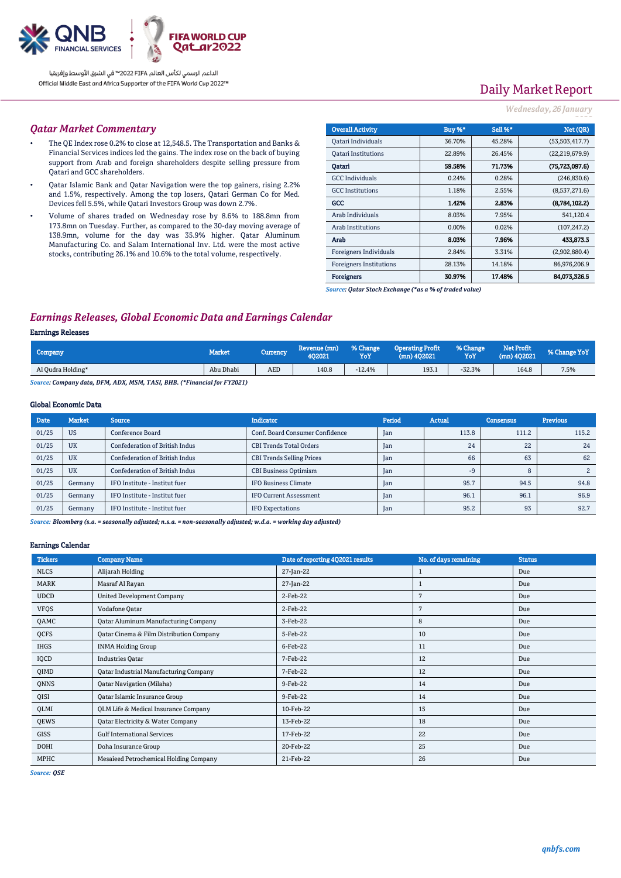Daily Market Report

*Wednesday, 26 January*

## Qatar Market Commentary

- The QE Index rose 0.2% to close at 12,548.5. The Transportation and Banks & Financial Services indices led the gains. The index rose on the back of buying support from Arab and foreign shareholders despite selling pressure from Qatari and GCC shareholders.
- Qatar Islamic Bank and Qatar Navigation were the top gainers, rising 2.2% and 1.5%, respectively. Among the top losers, Qatari German Co for Med. Devices fell 5.5%, while Qatari Investors Group was down 2.7%.
- Volume of shares traded on Wednesday rose by 8.6% to 188.8mn from 173.8mn on Tuesday. Further, as compared to the 30-day moving average of 138.9mn, volume for the day was 35.9% higher. Qatar Aluminum Manufacturing Co. and Salam International Inv. Ltd. were the most active stocks, contributing 26.1% and 10.6% to the total volume, respectively.

| Overall Activity | Buy %* | Sell %* | Net (QR) |
|---|---|---|---|
| Qatari Individuals | 36.70% | 45.28% | (53,503,417.7) |
| Qatari Institutions | 22.89% | 26.45% | (22,219,679.9) |
| **Qatari** | **59.58%** | **71.73%** | **(75,723,097.6)** |
| GCC Individuals | 0.24% | 0.28% | (246,830.6) |
| GCC Institutions | 1.18% | 2.55% | (8,537,271.6) |
| **GCC** | **1.42%** | **2.83%** | **(8,784,102.2)** |
| Arab Individuals | 8.03% | 7.95% | 541,120.4 |
| Arab Institutions | 0.00% | 0.02% | (107,247.2) |
| **Arab** | **8.03%** | **7.96%** | **433,873.3** |
| Foreigners Individuals | 2.84% | 3.31% | (2,902,880.4) |
| Foreigners Institutions | 28.13% | 14.18% | 86,976,206.9 |
| **Foreigners** | **30.97%** | **17.48%** | **84,073,326.5** |

*Source: Qatar Stock Exchange (\*as a % of traded value)*

## Earnings Releases, Global Economic Data and Earnings Calendar

### Earnings Releases

| Company | Market | Currency | Revenue (mn) 4Q2021 | % Change YoY | Operating Profit (mn) 4Q2021 | % Change YoY | Net Profit (mn) 4Q2021 | % Change YoY |
|---|---|---|---|---|---|---|---|---|
| Al Qudra Holding* | Abu Dhabi | AED | 140.8 | -12.4% | 193.1 | -32.3% | 164.8 | 7.5% |

*Source: Company data, DFM, ADX, MSM, TASI, BHB. (\*Financial for FY2021)*

### Global Economic Data

| Date | Market | Source | Indicator | Period | Actual | Consensus | Previous |
|---|---|---|---|---|---|---|---|
| 01/25 | US | Conference Board | Conf. Board Consumer Confidence | Jan | 113.8 | 111.2 | 115.2 |
| 01/25 | UK | Confederation of British Indus | CBI Trends Total Orders | Jan | 24 | 22 | 24 |
| 01/25 | UK | Confederation of British Indus | CBI Trends Selling Prices | Jan | 66 | 63 | 62 |
| 01/25 | UK | Confederation of British Indus | CBI Business Optimism | Jan | -9 | 8 | 2 |
| 01/25 | Germany | IFO Institute - Institut fuer | IFO Business Climate | Jan | 95.7 | 94.5 | 94.8 |
| 01/25 | Germany | IFO Institute - Institut fuer | IFO Current Assessment | Jan | 96.1 | 96.1 | 96.9 |
| 01/25 | Germany | IFO Institute - Institut fuer | IFO Expectations | Jan | 95.2 | 93 | 92.7 |

*Source: Bloomberg (s.a. = seasonally adjusted; n.s.a. = non-seasonally adjusted; w.d.a. = working day adjusted)*

### Earnings Calendar

| Tickers | Company Name | Date of reporting 4Q2021 results | No. of days remaining | Status |
|---|---|---|---|---|
| NLCS | Alijarah Holding | 27-Jan-22 | 1 | Due |
| MARK | Masraf Al Rayan | 27-Jan-22 | 1 | Due |
| UDCD | United Development Company | 2-Feb-22 | 7 | Due |
| VFQS | Vodafone Qatar | 2-Feb-22 | 7 | Due |
| QAMC | Qatar Aluminum Manufacturing Company | 3-Feb-22 | 8 | Due |
| QCFS | Qatar Cinema & Film Distribution Company | 5-Feb-22 | 10 | Due |
| IHGS | INMA Holding Group | 6-Feb-22 | 11 | Due |
| IQCD | Industries Qatar | 7-Feb-22 | 12 | Due |
| QIMD | Qatar Industrial Manufacturing Company | 7-Feb-22 | 12 | Due |
| QNNS | Qatar Navigation (Milaha) | 9-Feb-22 | 14 | Due |
| QISI | Qatar Islamic Insurance Group | 9-Feb-22 | 14 | Due |
| QLMI | QLM Life & Medical Insurance Company | 10-Feb-22 | 15 | Due |
| QEWS | Qatar Electricity & Water Company | 13-Feb-22 | 18 | Due |
| GISS | Gulf International Services | 17-Feb-22 | 22 | Due |
| DOHI | Doha Insurance Group | 20-Feb-22 | 25 | Due |
| MPHC | Mesaieed Petrochemical Holding Company | 21-Feb-22 | 26 | Due |

*Source: QSE*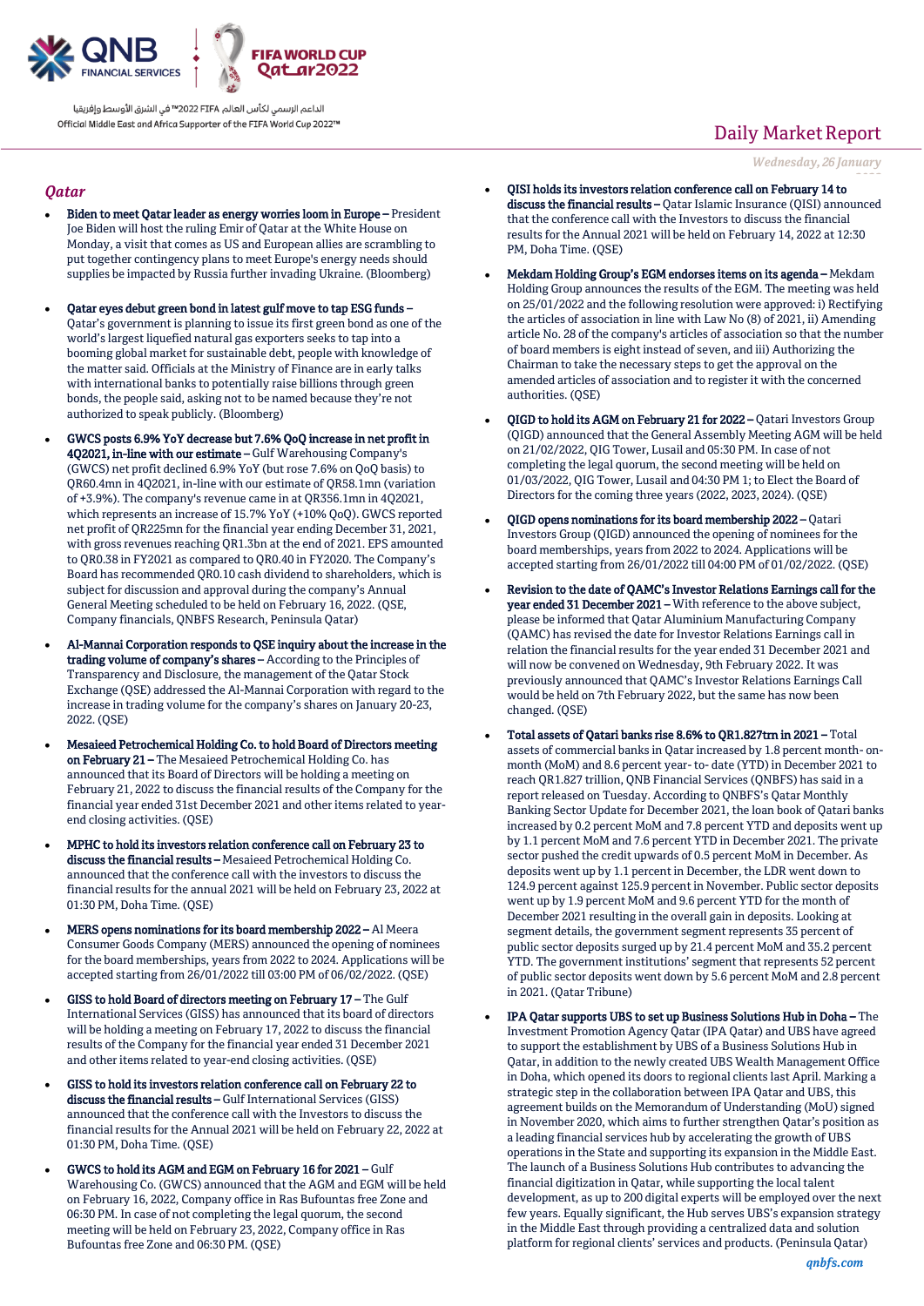## Qatar

- **Biden to meet Qatar leader as energy worries loom in Europe –** President Joe Biden will host the ruling Emir of Qatar at the White House on Monday, a visit that comes as US and European allies are scrambling to put together contingency plans to meet Europe's energy needs should supplies be impacted by Russia further invading Ukraine. (Bloomberg)

- **Qatar eyes debut green bond in latest gulf move to tap ESG funds –** Qatar's government is planning to issue its first green bond as one of the world's largest liquefied natural gas exporters seeks to tap into a booming global market for sustainable debt, people with knowledge of the matter said. Officials at the Ministry of Finance are in early talks with international banks to potentially raise billions through green bonds, the people said, asking not to be named because they're not authorized to speak publicly. (Bloomberg)

- **GWCS posts 6.9% YoY decrease but 7.6% QoQ increase in net profit in 4Q2021, in-line with our estimate –** Gulf Warehousing Company's (GWCS) net profit declined 6.9% YoY (but rose 7.6% on QoQ basis) to QR60.4mn in 4Q2021, in-line with our estimate of QR58.1mn (variation of +3.9%). The company's revenue came in at QR356.1mn in 4Q2021, which represents an increase of 15.7% YoY (+10% QoQ). GWCS reported net profit of QR225mn for the financial year ending December 31, 2021, with gross revenues reaching QR1.3bn at the end of 2021. EPS amounted to QR0.38 in FY2021 as compared to QR0.40 in FY2020. The Company's Board has recommended QR0.10 cash dividend to shareholders, which is subject for discussion and approval during the company's Annual General Meeting scheduled to be held on February 16, 2022. (QSE, Company financials, QNBFS Research, Peninsula Qatar)

- **Al-Mannai Corporation responds to QSE inquiry about the increase in the trading volume of company's shares –** According to the Principles of Transparency and Disclosure, the management of the Qatar Stock Exchange (QSE) addressed the Al-Mannai Corporation with regard to the increase in trading volume for the company's shares on January 20-23, 2022. (QSE)

- **Mesaieed Petrochemical Holding Co. to hold Board of Directors meeting on February 21 –** The Mesaieed Petrochemical Holding Co. has announced that its Board of Directors will be holding a meeting on February 21, 2022 to discuss the financial results of the Company for the financial year ended 31st December 2021 and other items related to year-end closing activities. (QSE)

- **MPHC to hold its investors relation conference call on February 23 to discuss the financial results –** Mesaieed Petrochemical Holding Co. announced that the conference call with the investors to discuss the financial results for the annual 2021 will be held on February 23, 2022 at 01:30 PM, Doha Time. (QSE)

- **MERS opens nominations for its board membership 2022 –** Al Meera Consumer Goods Company (MERS) announced the opening of nominees for the board memberships, years from 2022 to 2024. Applications will be accepted starting from 26/01/2022 till 03:00 PM of 06/02/2022. (QSE)

- **GISS to hold Board of directors meeting on February 17 –** The Gulf International Services (GISS) has announced that its board of directors will be holding a meeting on February 17, 2022 to discuss the financial results of the Company for the financial year ended 31 December 2021 and other items related to year-end closing activities. (QSE)

- **GISS to hold its investors relation conference call on February 22 to discuss the financial results –** Gulf International Services (GISS) announced that the conference call with the Investors to discuss the financial results for the Annual 2021 will be held on February 22, 2022 at 01:30 PM, Doha Time. (QSE)

- **GWCS to hold its AGM and EGM on February 16 for 2021 –** Gulf Warehousing Co. (GWCS) announced that the AGM and EGM will be held on February 16, 2022, Company office in Ras Bufountas free Zone and 06:30 PM. In case of not completing the legal quorum, the second meeting will be held on February 23, 2022, Company office in Ras Bufountas free Zone and 06:30 PM. (QSE)

- **QISI holds its investors relation conference call on February 14 to discuss the financial results –** Qatar Islamic Insurance (QISI) announced that the conference call with the Investors to discuss the financial results for the Annual 2021 will be held on February 14, 2022 at 12:30 PM, Doha Time. (QSE)

- **Mekdam Holding Group's EGM endorses items on its agenda –** Mekdam Holding Group announces the results of the EGM. The meeting was held on 25/01/2022 and the following resolution were approved: i) Rectifying the articles of association in line with Law No (8) of 2021, ii) Amending article No. 28 of the company's articles of association so that the number of board members is eight instead of seven, and iii) Authorizing the Chairman to take the necessary steps to get the approval on the amended articles of association and to register it with the concerned authorities. (QSE)

- **QIGD to hold its AGM on February 21 for 2022 –** Qatari Investors Group (QIGD) announced that the General Assembly Meeting AGM will be held on 21/02/2022, QIG Tower, Lusail and 05:30 PM. In case of not completing the legal quorum, the second meeting will be held on 01/03/2022, QIG Tower, Lusail and 04:30 PM 1; to Elect the Board of Directors for the coming three years (2022, 2023, 2024). (QSE)

- **QIGD opens nominations for its board membership 2022 –** Qatari Investors Group (QIGD) announced the opening of nominees for the board memberships, years from 2022 to 2024. Applications will be accepted starting from 26/01/2022 till 04:00 PM of 01/02/2022. (QSE)

- **Revision to the date of QAMC's Investor Relations Earnings call for the year ended 31 December 2021 –** With reference to the above subject, please be informed that Qatar Aluminium Manufacturing Company (QAMC) has revised the date for Investor Relations Earnings call in relation the financial results for the year ended 31 December 2021 and will now be convened on Wednesday, 9th February 2022. It was previously announced that QAMC's Investor Relations Earnings Call would be held on 7th February 2022, but the same has now been changed. (QSE)

- **Total assets of Qatari banks rise 8.6% to QR1.827trn in 2021 –** Total assets of commercial banks in Qatar increased by 1.8 percent month- on-month (MoM) and 8.6 percent year- to- date (YTD) in December 2021 to reach QR1.827 trillion, QNB Financial Services (QNBFS) has said in a report released on Tuesday. According to QNBFS's Qatar Monthly Banking Sector Update for December 2021, the loan book of Qatari banks increased by 0.2 percent MoM and 7.8 percent YTD and deposits went up by 1.1 percent MoM and 7.6 percent YTD in December 2021. The private sector pushed the credit upwards of 0.5 percent MoM in December. As deposits went up by 1.1 percent in December, the LDR went down to 124.9 percent against 125.9 percent in November. Public sector deposits went up by 1.9 percent MoM and 9.6 percent YTD for the month of December 2021 resulting in the overall gain in deposits. Looking at segment details, the government segment represents 35 percent of public sector deposits surged up by 21.4 percent MoM and 35.2 percent YTD. The government institutions' segment that represents 52 percent of public sector deposits went down by 5.6 percent MoM and 2.8 percent in 2021. (Qatar Tribune)

- **IPA Qatar supports UBS to set up Business Solutions Hub in Doha –** The Investment Promotion Agency Qatar (IPA Qatar) and UBS have agreed to support the establishment by UBS of a Business Solutions Hub in Qatar, in addition to the newly created UBS Wealth Management Office in Doha, which opened its doors to regional clients last April. Marking a strategic step in the collaboration between IPA Qatar and UBS, this agreement builds on the Memorandum of Understanding (MoU) signed in November 2020, which aims to further strengthen Qatar's position as a leading financial services hub by accelerating the growth of UBS operations in the State and supporting its expansion in the Middle East. The launch of a Business Solutions Hub contributes to advancing the financial digitization in Qatar, while supporting the local talent development, as up to 200 digital experts will be employed over the next few years. Equally significant, the Hub serves UBS's expansion strategy in the Middle East through providing a centralized data and solution platform for regional clients' services and products. (Peninsula Qatar)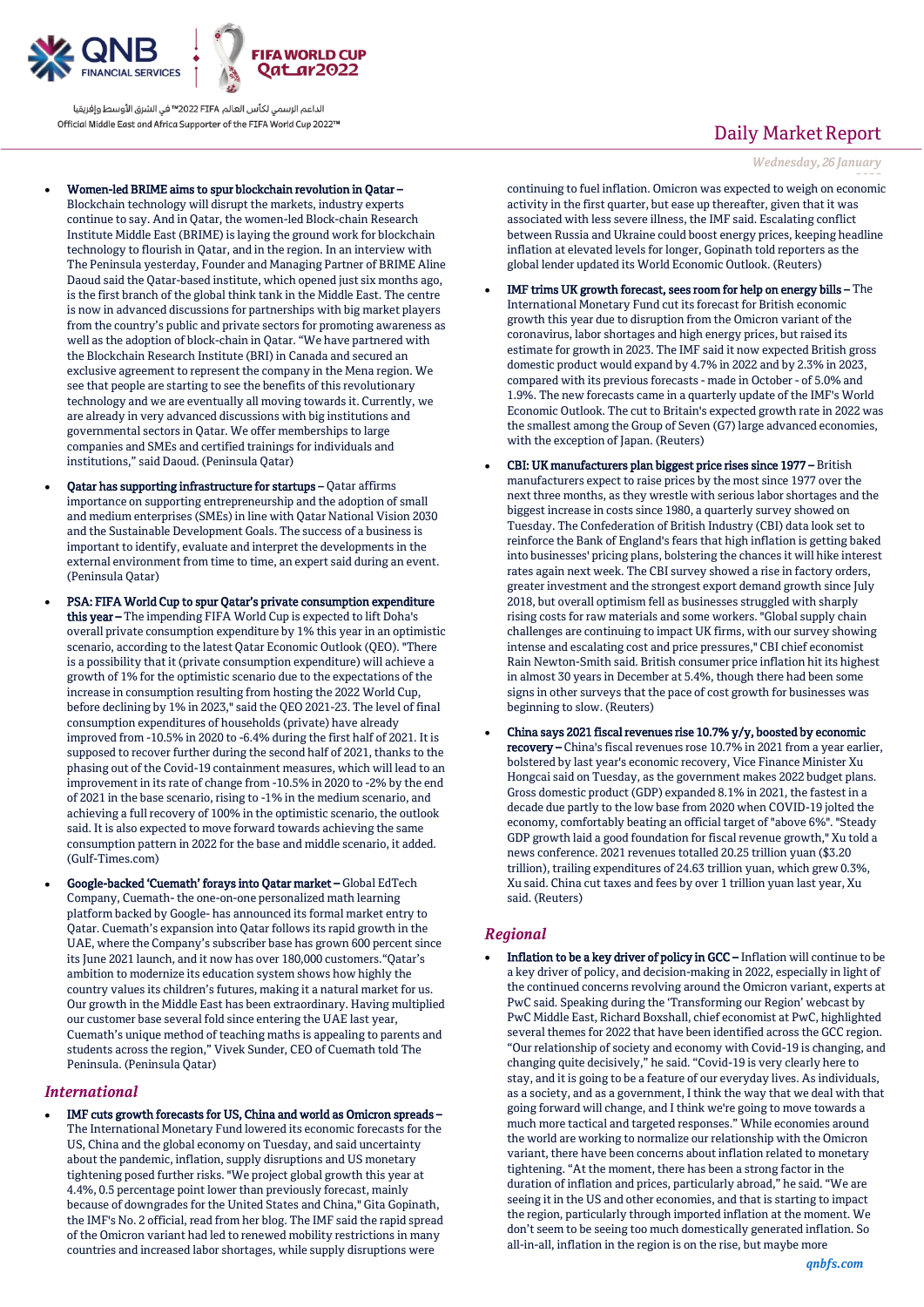- **Women-led BRIME aims to spur blockchain revolution in Qatar –** Blockchain technology will disrupt the markets, industry experts continue to say. And in Qatar, the women-led Block-chain Research Institute Middle East (BRIME) is laying the ground work for blockchain technology to flourish in Qatar, and in the region. In an interview with The Peninsula yesterday, Founder and Managing Partner of BRIME Aline Daoud said the Qatar-based institute, which opened just six months ago, is the first branch of the global think tank in the Middle East. The centre is now in advanced discussions for partnerships with big market players from the country's public and private sectors for promoting awareness as well as the adoption of block-chain in Qatar. "We have partnered with the Blockchain Research Institute (BRI) in Canada and secured an exclusive agreement to represent the company in the Mena region. We see that people are starting to see the benefits of this revolutionary technology and we are eventually all moving towards it. Currently, we are already in very advanced discussions with big institutions and governmental sectors in Qatar. We offer memberships to large companies and SMEs and certified trainings for individuals and institutions," said Daoud. (Peninsula Qatar)
- **Qatar has supporting infrastructure for startups –** Qatar affirms importance on supporting entrepreneurship and the adoption of small and medium enterprises (SMEs) in line with Qatar National Vision 2030 and the Sustainable Development Goals. The success of a business is important to identify, evaluate and interpret the developments in the external environment from time to time, an expert said during an event. (Peninsula Qatar)
- **PSA: FIFA World Cup to spur Qatar's private consumption expenditure this year –** The impending FIFA World Cup is expected to lift Doha's overall private consumption expenditure by 1% this year in an optimistic scenario, according to the latest Qatar Economic Outlook (QEO). "There is a possibility that it (private consumption expenditure) will achieve a growth of 1% for the optimistic scenario due to the expectations of the increase in consumption resulting from hosting the 2022 World Cup, before declining by 1% in 2023," said the QEO 2021-23. The level of final consumption expenditures of households (private) have already improved from -10.5% in 2020 to -6.4% during the first half of 2021. It is supposed to recover further during the second half of 2021, thanks to the phasing out of the Covid-19 containment measures, which will lead to an improvement in its rate of change from -10.5% in 2020 to -2% by the end of 2021 in the base scenario, rising to -1% in the medium scenario, and achieving a full recovery of 100% in the optimistic scenario, the outlook said. It is also expected to move forward towards achieving the same consumption pattern in 2022 for the base and middle scenario, it added. (Gulf-Times.com)
- **Google-backed 'Cuemath' forays into Qatar market –** Global EdTech Company, Cuemath- the one-on-one personalized math learning platform backed by Google- has announced its formal market entry to Qatar. Cuemath's expansion into Qatar follows its rapid growth in the UAE, where the Company's subscriber base has grown 600 percent since its June 2021 launch, and it now has over 180,000 customers."Qatar's ambition to modernize its education system shows how highly the country values its children's futures, making it a natural market for us. Our growth in the Middle East has been extraordinary. Having multiplied our customer base several fold since entering the UAE last year, Cuemath's unique method of teaching maths is appealing to parents and students across the region," Vivek Sunder, CEO of Cuemath told The Peninsula. (Peninsula Qatar)

## *International*

- **IMF cuts growth forecasts for US, China and world as Omicron spreads –** The International Monetary Fund lowered its economic forecasts for the US, China and the global economy on Tuesday, and said uncertainty about the pandemic, inflation, supply disruptions and US monetary tightening posed further risks. "We project global growth this year at 4.4%, 0.5 percentage point lower than previously forecast, mainly because of downgrades for the United States and China," Gita Gopinath, the IMF's No. 2 official, read from her blog. The IMF said the rapid spread of the Omicron variant had led to renewed mobility restrictions in many countries and increased labor shortages, while supply disruptions were continuing to fuel inflation. Omicron was expected to weigh on economic activity in the first quarter, but ease up thereafter, given that it was associated with less severe illness, the IMF said. Escalating conflict between Russia and Ukraine could boost energy prices, keeping headline inflation at elevated levels for longer, Gopinath told reporters as the global lender updated its World Economic Outlook. (Reuters)
- **IMF trims UK growth forecast, sees room for help on energy bills –** The International Monetary Fund cut its forecast for British economic growth this year due to disruption from the Omicron variant of the coronavirus, labor shortages and high energy prices, but raised its estimate for growth in 2023. The IMF said it now expected British gross domestic product would expand by 4.7% in 2022 and by 2.3% in 2023, compared with its previous forecasts - made in October - of 5.0% and 1.9%. The new forecasts came in a quarterly update of the IMF's World Economic Outlook. The cut to Britain's expected growth rate in 2022 was the smallest among the Group of Seven (G7) large advanced economies, with the exception of Japan. (Reuters)
- **CBI: UK manufacturers plan biggest price rises since 1977 –** British manufacturers expect to raise prices by the most since 1977 over the next three months, as they wrestle with serious labor shortages and the biggest increase in costs since 1980, a quarterly survey showed on Tuesday. The Confederation of British Industry (CBI) data look set to reinforce the Bank of England's fears that high inflation is getting baked into businesses' pricing plans, bolstering the chances it will hike interest rates again next week. The CBI survey showed a rise in factory orders, greater investment and the strongest export demand growth since July 2018, but overall optimism fell as businesses struggled with sharply rising costs for raw materials and some workers. "Global supply chain challenges are continuing to impact UK firms, with our survey showing intense and escalating cost and price pressures," CBI chief economist Rain Newton-Smith said. British consumer price inflation hit its highest in almost 30 years in December at 5.4%, though there had been some signs in other surveys that the pace of cost growth for businesses was beginning to slow. (Reuters)
- **China says 2021 fiscal revenues rise 10.7% y/y, boosted by economic recovery –** China's fiscal revenues rose 10.7% in 2021 from a year earlier, bolstered by last year's economic recovery, Vice Finance Minister Xu Hongcai said on Tuesday, as the government makes 2022 budget plans. Gross domestic product (GDP) expanded 8.1% in 2021, the fastest in a decade due partly to the low base from 2020 when COVID-19 jolted the economy, comfortably beating an official target of "above 6%". "Steady GDP growth laid a good foundation for fiscal revenue growth," Xu told a news conference. 2021 revenues totalled 20.25 trillion yuan ($3.20 trillion), trailing expenditures of 24.63 trillion yuan, which grew 0.3%, Xu said. China cut taxes and fees by over 1 trillion yuan last year, Xu said. (Reuters)

## *Regional*

- **Inflation to be a key driver of policy in GCC –** Inflation will continue to be a key driver of policy, and decision-making in 2022, especially in light of the continued concerns revolving around the Omicron variant, experts at PwC said. Speaking during the 'Transforming our Region' webcast by PwC Middle East, Richard Boxshall, chief economist at PwC, highlighted several themes for 2022 that have been identified across the GCC region. "Our relationship of society and economy with Covid-19 is changing, and changing quite decisively," he said. "Covid-19 is very clearly here to stay, and it is going to be a feature of our everyday lives. As individuals, as a society, and as a government, I think the way that we deal with that going forward will change, and I think we're going to move towards a much more tactical and targeted responses." While economies around the world are working to normalize our relationship with the Omicron variant, there have been concerns about inflation related to monetary tightening. "At the moment, there has been a strong factor in the duration of inflation and prices, particularly abroad," he said. "We are seeing it in the US and other economies, and that is starting to impact the region, particularly through imported inflation at the moment. We don't seem to be seeing too much domestically generated inflation. So all-in-all, inflation in the region is on the rise, but maybe more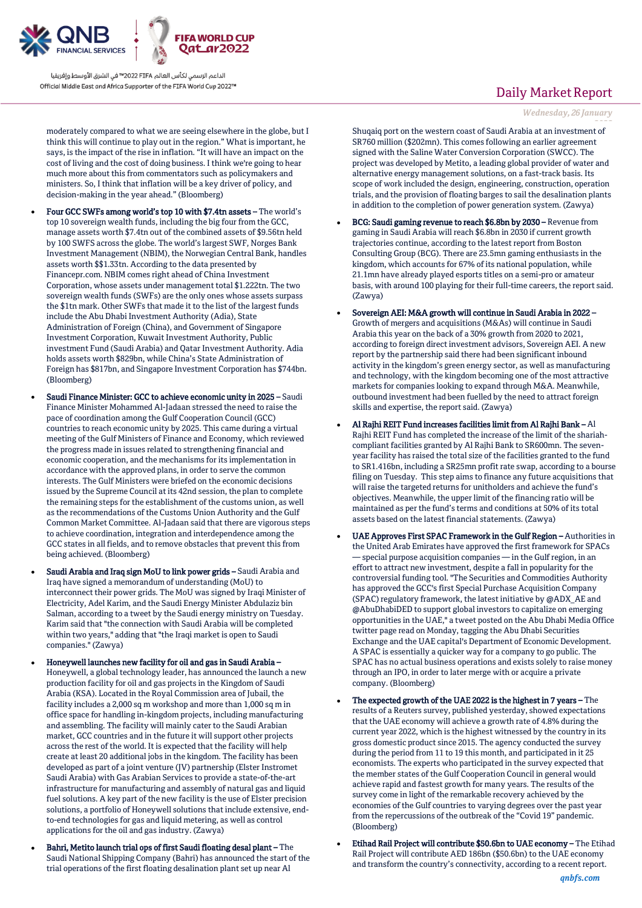moderately compared to what we are seeing elsewhere in the globe, but I think this will continue to play out in the region." What is important, he says, is the impact of the rise in inflation. "It will have an impact on the cost of living and the cost of doing business. I think we're going to hear much more about this from commentators such as policymakers and ministers. So, I think that inflation will be a key driver of policy, and decision-making in the year ahead." (Bloomberg)

- **Four GCC SWFs among world's top 10 with $7.4tn assets –** The world's top 10 sovereign wealth funds, including the big four from the GCC, manage assets worth $7.4tn out of the combined assets of $9.56tn held by 100 SWFS across the globe. The world's largest SWF, Norges Bank Investment Management (NBIM), the Norwegian Central Bank, handles assets worth $$1.33tn. According to the data presented by Financepr.com. NBIM comes right ahead of China Investment Corporation, whose assets under management total $1.222tn. The two sovereign wealth funds (SWFs) are the only ones whose assets surpass the $1tn mark. Other SWFs that made it to the list of the largest funds include the Abu Dhabi Investment Authority (Adia), State Administration of Foreign (China), and Government of Singapore Investment Corporation, Kuwait Investment Authority, Public investment Fund (Saudi Arabia) and Qatar Investment Authority. Adia holds assets worth $829bn, while China's State Administration of Foreign has $817bn, and Singapore Investment Corporation has $744bn. (Bloomberg)
- **Saudi Finance Minister: GCC to achieve economic unity in 2025 –** Saudi Finance Minister Mohammed Al-Jadaan stressed the need to raise the pace of coordination among the Gulf Cooperation Council (GCC) countries to reach economic unity by 2025. This came during a virtual meeting of the Gulf Ministers of Finance and Economy, which reviewed the progress made in issues related to strengthening financial and economic cooperation, and the mechanisms for its implementation in accordance with the approved plans, in order to serve the common interests. The Gulf Ministers were briefed on the economic decisions issued by the Supreme Council at its 42nd session, the plan to complete the remaining steps for the establishment of the customs union, as well as the recommendations of the Customs Union Authority and the Gulf Common Market Committee. Al-Jadaan said that there are vigorous steps to achieve coordination, integration and interdependence among the GCC states in all fields, and to remove obstacles that prevent this from being achieved. (Bloomberg)
- **Saudi Arabia and Iraq sign MoU to link power grids –** Saudi Arabia and Iraq have signed a memorandum of understanding (MoU) to interconnect their power grids. The MoU was signed by Iraqi Minister of Electricity, Adel Karim, and the Saudi Energy Minister Abdulaziz bin Salman, according to a tweet by the Saudi energy ministry on Tuesday. Karim said that "the connection with Saudi Arabia will be completed within two years," adding that "the Iraqi market is open to Saudi companies." (Zawya)
- **Honeywell launches new facility for oil and gas in Saudi Arabia –** Honeywell, a global technology leader, has announced the launch a new production facility for oil and gas projects in the Kingdom of Saudi Arabia (KSA). Located in the Royal Commission area of Jubail, the facility includes a 2,000 sq m workshop and more than 1,000 sq m in office space for handling in-kingdom projects, including manufacturing and assembling. The facility will mainly cater to the Saudi Arabian market, GCC countries and in the future it will support other projects across the rest of the world. It is expected that the facility will help create at least 20 additional jobs in the kingdom. The facility has been developed as part of a joint venture (JV) partnership (Elster Instromet Saudi Arabia) with Gas Arabian Services to provide a state-of-the-art infrastructure for manufacturing and assembly of natural gas and liquid fuel solutions. A key part of the new facility is the use of Elster precision solutions, a portfolio of Honeywell solutions that include extensive, end-to-end technologies for gas and liquid metering, as well as control applications for the oil and gas industry. (Zawya)
- **Bahri, Metito launch trial ops of first Saudi floating desal plant –** The Saudi National Shipping Company (Bahri) has announced the start of the trial operations of the first floating desalination plant set up near Al Shuqaiq port on the western coast of Saudi Arabia at an investment of SR760 million ($202mn). This comes following an earlier agreement signed with the Saline Water Conversion Corporation (SWCC). The project was developed by Metito, a leading global provider of water and alternative energy management solutions, on a fast-track basis. Its scope of work included the design, engineering, construction, operation trials, and the provision of floating barges to sail the desalination plants in addition to the completion of power generation system. (Zawya)
- **BCG: Saudi gaming revenue to reach $6.8bn by 2030 –** Revenue from gaming in Saudi Arabia will reach $6.8bn in 2030 if current growth trajectories continue, according to the latest report from Boston Consulting Group (BCG). There are 23.5mn gaming enthusiasts in the kingdom, which accounts for 67% of its national population, while 21.1mn have already played esports titles on a semi-pro or amateur basis, with around 100 playing for their full-time careers, the report said. (Zawya)
- **Sovereign AEI: M&A growth will continue in Saudi Arabia in 2022 –** Growth of mergers and acquisitions (M&As) will continue in Saudi Arabia this year on the back of a 30% growth from 2020 to 2021, according to foreign direct investment advisors, Sovereign AEI. A new report by the partnership said there had been significant inbound activity in the kingdom's green energy sector, as well as manufacturing and technology, with the kingdom becoming one of the most attractive markets for companies looking to expand through M&A. Meanwhile, outbound investment had been fuelled by the need to attract foreign skills and expertise, the report said. (Zawya)
- **Al Rajhi REIT Fund increases facilities limit from Al Rajhi Bank –** Al Rajhi REIT Fund has completed the increase of the limit of the shariah-compliant facilities granted by Al Rajhi Bank to SR600mn. The seven-year facility has raised the total size of the facilities granted to the fund to SR1.416bn, including a SR25mn profit rate swap, according to a bourse filing on Tuesday. This step aims to finance any future acquisitions that will raise the targeted returns for unitholders and achieve the fund's objectives. Meanwhile, the upper limit of the financing ratio will be maintained as per the fund's terms and conditions at 50% of its total assets based on the latest financial statements. (Zawya)
- **UAE Approves First SPAC Framework in the Gulf Region –** Authorities in the United Arab Emirates have approved the first framework for SPACs — special purpose acquisition companies — in the Gulf region, in an effort to attract new investment, despite a fall in popularity for the controversial funding tool. "The Securities and Commodities Authority has approved the GCC's first Special Purchase Acquisition Company (SPAC) regulatory framework, the latest initiative by @ADX_AE and @AbuDhabiDED to support global investors to capitalize on emerging opportunities in the UAE," a tweet posted on the Abu Dhabi Media Office twitter page read on Monday, tagging the Abu Dhabi Securities Exchange and the UAE capital's Department of Economic Development. A SPAC is essentially a quicker way for a company to go public. The SPAC has no actual business operations and exists solely to raise money through an IPO, in order to later merge with or acquire a private company. (Bloomberg)
- **The expected growth of the UAE 2022 is the highest in 7 years –** The results of a Reuters survey, published yesterday, showed expectations that the UAE economy will achieve a growth rate of 4.8% during the current year 2022, which is the highest witnessed by the country in its gross domestic product since 2015. The agency conducted the survey during the period from 11 to 19 this month, and participated in it 25 economists. The experts who participated in the survey expected that the member states of the Gulf Cooperation Council in general would achieve rapid and fastest growth for many years. The results of the survey come in light of the remarkable recovery achieved by the economies of the Gulf countries to varying degrees over the past year from the repercussions of the outbreak of the "Covid 19" pandemic. (Bloomberg)
- **Etihad Rail Project will contribute $50.6bn to UAE economy –** The Etihad Rail Project will contribute AED 186bn ($50.6bn) to the UAE economy and transform the country's connectivity, according to a recent report.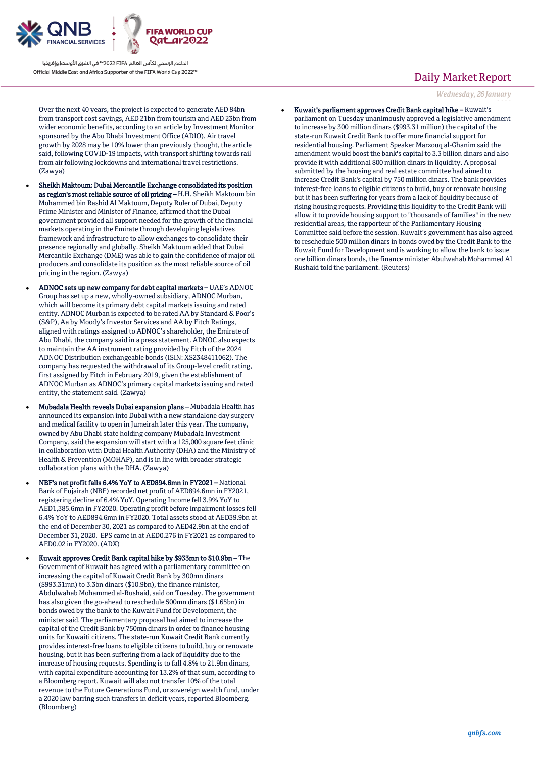Over the next 40 years, the project is expected to generate AED 84bn from transport cost savings, AED 21bn from tourism and AED 23bn from wider economic benefits, according to an article by Investment Monitor sponsored by the Abu Dhabi Investment Office (ADIO). Air travel growth by 2028 may be 10% lower than previously thought, the article said, following COVID-19 impacts, with transport shifting towards rail from air following lockdowns and international travel restrictions. (Zawya)

- **Sheikh Maktoum: Dubai Mercantile Exchange consolidated its position as region's most reliable source of oil pricing –** H.H. Sheikh Maktoum bin Mohammed bin Rashid Al Maktoum, Deputy Ruler of Dubai, Deputy Prime Minister and Minister of Finance, affirmed that the Dubai government provided all support needed for the growth of the financial markets operating in the Emirate through developing legislatives framework and infrastructure to allow exchanges to consolidate their presence regionally and globally. Sheikh Maktoum added that Dubai Mercantile Exchange (DME) was able to gain the confidence of major oil producers and consolidate its position as the most reliable source of oil pricing in the region. (Zawya)
- **ADNOC sets up new company for debt capital markets –** UAE's ADNOC Group has set up a new, wholly-owned subsidiary, ADNOC Murban, which will become its primary debt capital markets issuing and rated entity. ADNOC Murban is expected to be rated AA by Standard & Poor's (S&P), Aa by Moody's Investor Services and AA by Fitch Ratings, aligned with ratings assigned to ADNOC's shareholder, the Emirate of Abu Dhabi, the company said in a press statement. ADNOC also expects to maintain the AA instrument rating provided by Fitch of the 2024 ADNOC Distribution exchangeable bonds (ISIN: XS2348411062). The company has requested the withdrawal of its Group-level credit rating, first assigned by Fitch in February 2019, given the establishment of ADNOC Murban as ADNOC's primary capital markets issuing and rated entity, the statement said. (Zawya)
- **Mubadala Health reveals Dubai expansion plans –** Mubadala Health has announced its expansion into Dubai with a new standalone day surgery and medical facility to open in Jumeirah later this year. The company, owned by Abu Dhabi state holding company Mubadala Investment Company, said the expansion will start with a 125,000 square feet clinic in collaboration with Dubai Health Authority (DHA) and the Ministry of Health & Prevention (MOHAP), and is in line with broader strategic collaboration plans with the DHA. (Zawya)
- **NBF's net profit falls 6.4% YoY to AED894.6mn in FY2021 –** National Bank of Fujairah (NBF) recorded net profit of AED894.6mn in FY2021, registering decline of 6.4% YoY. Operating Income fell 3.9% YoY to AED1,385.6mn in FY2020. Operating profit before impairment losses fell 6.4% YoY to AED894.6mn in FY2020. Total assets stood at AED39.9bn at the end of December 30, 2021 as compared to AED42.9bn at the end of December 31, 2020. EPS came in at AED0.276 in FY2021 as compared to AED0.02 in FY2020. (ADX)
- **Kuwait approves Credit Bank capital hike by $933mn to $10.9bn –** The Government of Kuwait has agreed with a parliamentary committee on increasing the capital of Kuwait Credit Bank by 300mn dinars ($993.31mn) to 3.3bn dinars ($10.9bn), the finance minister, Abdulwahab Mohammed al-Rushaid, said on Tuesday. The government has also given the go-ahead to reschedule 500mn dinars ($1.65bn) in bonds owed by the bank to the Kuwait Fund for Development, the minister said. The parliamentary proposal had aimed to increase the capital of the Credit Bank by 750mn dinars in order to finance housing units for Kuwaiti citizens. The state-run Kuwait Credit Bank currently provides interest-free loans to eligible citizens to build, buy or renovate housing, but it has been suffering from a lack of liquidity due to the increase of housing requests. Spending is to fall 4.8% to 21.9bn dinars, with capital expenditure accounting for 13.2% of that sum, according to a Bloomberg report. Kuwait will also not transfer 10% of the total revenue to the Future Generations Fund, or sovereign wealth fund, under a 2020 law barring such transfers in deficit years, reported Bloomberg. (Bloomberg)
- **Kuwait's parliament approves Credit Bank capital hike –** Kuwait's parliament on Tuesday unanimously approved a legislative amendment to increase by 300 million dinars ($993.31 million) the capital of the state-run Kuwait Credit Bank to offer more financial support for residential housing. Parliament Speaker Marzouq al-Ghanim said the amendment would boost the bank's capital to 3.3 billion dinars and also provide it with additional 800 million dinars in liquidity. A proposal submitted by the housing and real estate committee had aimed to increase Credit Bank's capital by 750 million dinars. The bank provides interest-free loans to eligible citizens to build, buy or renovate housing but it has been suffering for years from a lack of liquidity because of rising housing requests. Providing this liquidity to the Credit Bank will allow it to provide housing support to "thousands of families" in the new residential areas, the rapporteur of the Parliamentary Housing Committee said before the session. Kuwait's government has also agreed to reschedule 500 million dinars in bonds owed by the Credit Bank to the Kuwait Fund for Development and is working to allow the bank to issue one billion dinars bonds, the finance minister Abulwahab Mohammed Al Rushaid told the parliament. (Reuters)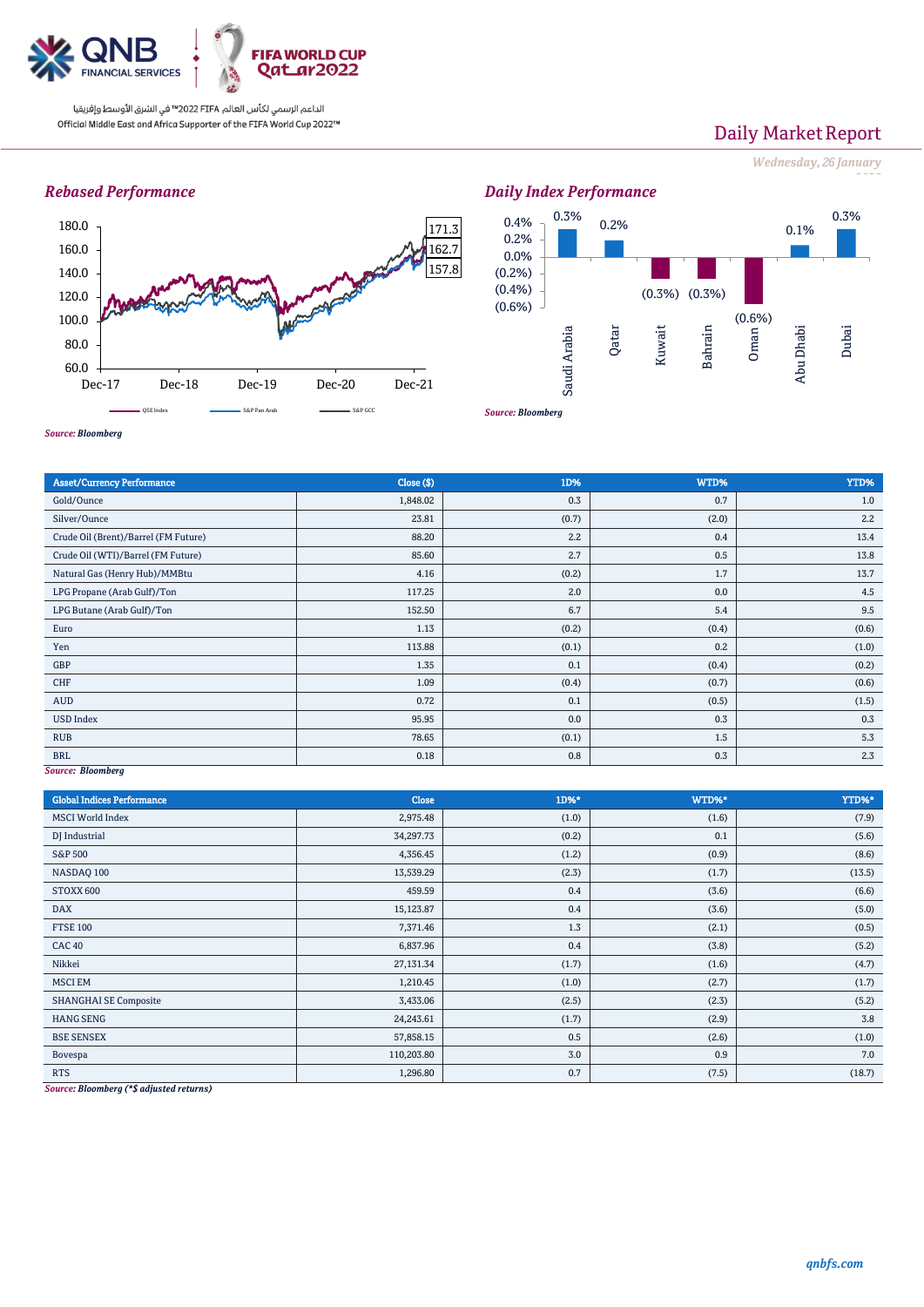QNB FINANCIAL SERVICES

الداعم الرسمي لكأس العالم FIFA 2022™ في الشرق الأوسط وإفريقيا
Official Middle East and Africa Supporter of the FIFA World Cup 2022™

# Daily Market Report

*Wednesday, 26 January*

## *Rebased Performance*

180.0
160.0
140.0
120.0
100.0
80.0
60.0

Dec-17 Dec-18 Dec-19 Dec-20 Dec-21

171.3
162.7
157.8

QSE Index — S&P Pan Arab — S&P GCC

*Source: Bloomberg*

## *Daily Index Performance*

| Saudi Arabia | Qatar | Kuwait | Bahrain | Oman | Abu Dhabi | Dubai |
|---|---|---|---|---|---|---|
| 0.3% | 0.2% | (0.3%) | (0.3%) | (0.6%) | 0.1% | 0.3% |

*Source: Bloomberg*

| Asset/Currency Performance | Close ($) | 1D% | WTD% | YTD% |
|---|---|---|---|---|
| Gold/Ounce | 1,848.02 | 0.3 | 0.7 | 1.0 |
| Silver/Ounce | 23.81 | (0.7) | (2.0) | 2.2 |
| Crude Oil (Brent)/Barrel (FM Future) | 88.20 | 2.2 | 0.4 | 13.4 |
| Crude Oil (WTI)/Barrel (FM Future) | 85.60 | 2.7 | 0.5 | 13.8 |
| Natural Gas (Henry Hub)/MMBtu | 4.16 | (0.2) | 1.7 | 13.7 |
| LPG Propane (Arab Gulf)/Ton | 117.25 | 2.0 | 0.0 | 4.5 |
| LPG Butane (Arab Gulf)/Ton | 152.50 | 6.7 | 5.4 | 9.5 |
| Euro | 1.13 | (0.2) | (0.4) | (0.6) |
| Yen | 113.88 | (0.1) | 0.2 | (1.0) |
| GBP | 1.35 | 0.1 | (0.4) | (0.2) |
| CHF | 1.09 | (0.4) | (0.7) | (0.6) |
| AUD | 0.72 | 0.1 | (0.5) | (1.5) |
| USD Index | 95.95 | 0.0 | 0.3 | 0.3 |
| RUB | 78.65 | (0.1) | 1.5 | 5.3 |
| BRL | 0.18 | 0.8 | 0.3 | 2.3 |

*Source: Bloomberg*

| Global Indices Performance | Close | 1D%* | WTD%* | YTD%* |
|---|---|---|---|---|
| MSCI World Index | 2,975.48 | (1.0) | (1.6) | (7.9) |
| DJ Industrial | 34,297.73 | (0.2) | 0.1 | (5.6) |
| S&P 500 | 4,356.45 | (1.2) | (0.9) | (8.6) |
| NASDAQ 100 | 13,539.29 | (2.3) | (1.7) | (13.5) |
| STOXX 600 | 459.59 | 0.4 | (3.6) | (6.6) |
| DAX | 15,123.87 | 0.4 | (3.6) | (5.0) |
| FTSE 100 | 7,371.46 | 1.3 | (2.1) | (0.5) |
| CAC 40 | 6,837.96 | 0.4 | (3.8) | (5.2) |
| Nikkei | 27,131.34 | (1.7) | (1.6) | (4.7) |
| MSCI EM | 1,210.45 | (1.0) | (2.7) | (1.7) |
| SHANGHAI SE Composite | 3,433.06 | (2.5) | (2.3) | (5.2) |
| HANG SENG | 24,243.61 | (1.7) | (2.9) | 3.8 |
| BSE SENSEX | 57,858.15 | 0.5 | (2.6) | (1.0) |
| Bovespa | 110,203.80 | 3.0 | 0.9 | 7.0 |
| RTS | 1,296.80 | 0.7 | (7.5) | (18.7) |

*Source: Bloomberg (*$ adjusted returns)*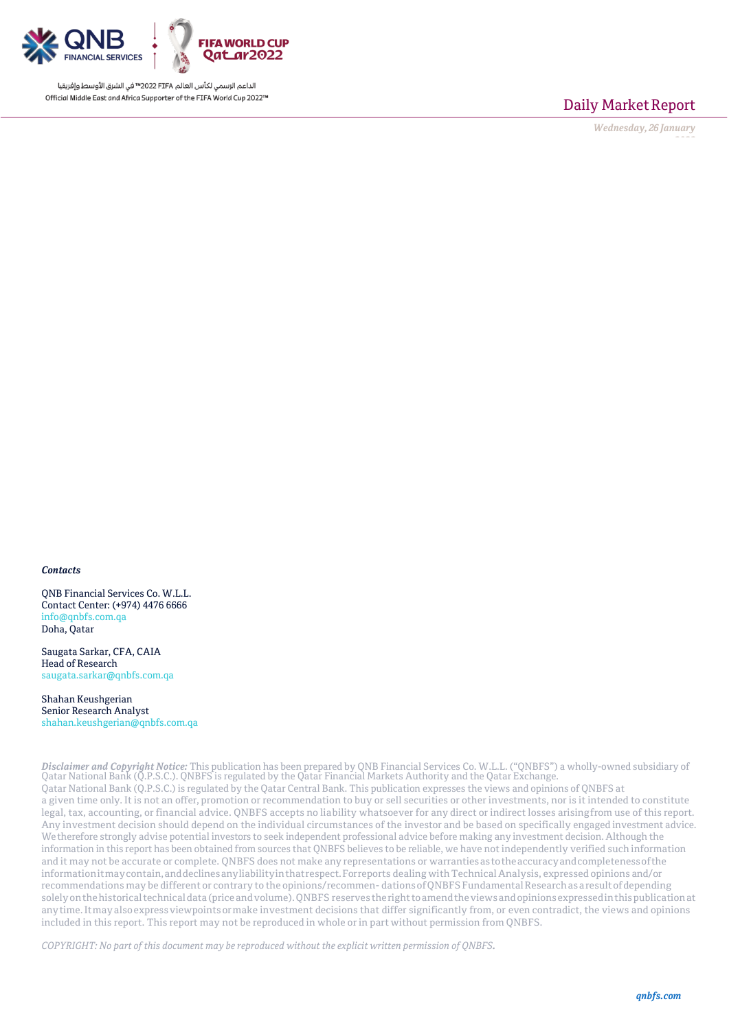***Contacts***

QNB Financial Services Co. W.L.L.
Contact Center: (+974) 4476 6666
info@qnbfs.com.qa
Doha, Qatar

Saugata Sarkar, CFA, CAIA
Head of Research
saugata.sarkar@qnbfs.com.qa

Shahan Keushgerian
Senior Research Analyst
shahan.keushgerian@qnbfs.com.qa

***Disclaimer and Copyright Notice:*** This publication has been prepared by QNB Financial Services Co. W.L.L. ("QNBFS") a wholly-owned subsidiary of Qatar National Bank (Q.P.S.C.). QNBFS is regulated by the Qatar Financial Markets Authority and the Qatar Exchange. Qatar National Bank (Q.P.S.C.) is regulated by the Qatar Central Bank. This publication expresses the views and opinions of QNBFS at a given time only. It is not an offer, promotion or recommendation to buy or sell securities or other investments, nor is it intended to constitute legal, tax, accounting, or financial advice. QNBFS accepts no liability whatsoever for any direct or indirect losses arising from use of this report. Any investment decision should depend on the individual circumstances of the investor and be based on specifically engaged investment advice. We therefore strongly advise potential investors to seek independent professional advice before making any investment decision. Although the information in this report has been obtained from sources that QNBFS believes to be reliable, we have not independently verified such information and it may not be accurate or complete. QNBFS does not make any representations or warranties as to the accuracy and completeness of the information it may contain, and declines any liability in that respect. For reports dealing with Technical Analysis, expressed opinions and/or recommendations may be different or contrary to the opinions/recommendations of QNBFS Fundamental Research as a result of depending solely on the historical technical data (price and volume). QNBFS reserves the right to amend the views and opinions expressed in this publication at any time. It may also express viewpoints or make investment decisions that differ significantly from, or even contradict, the views and opinions included in this report. This report may not be reproduced in whole or in part without permission from QNBFS.

*COPYRIGHT: No part of this document may be reproduced without the explicit written permission of QNBFS.*